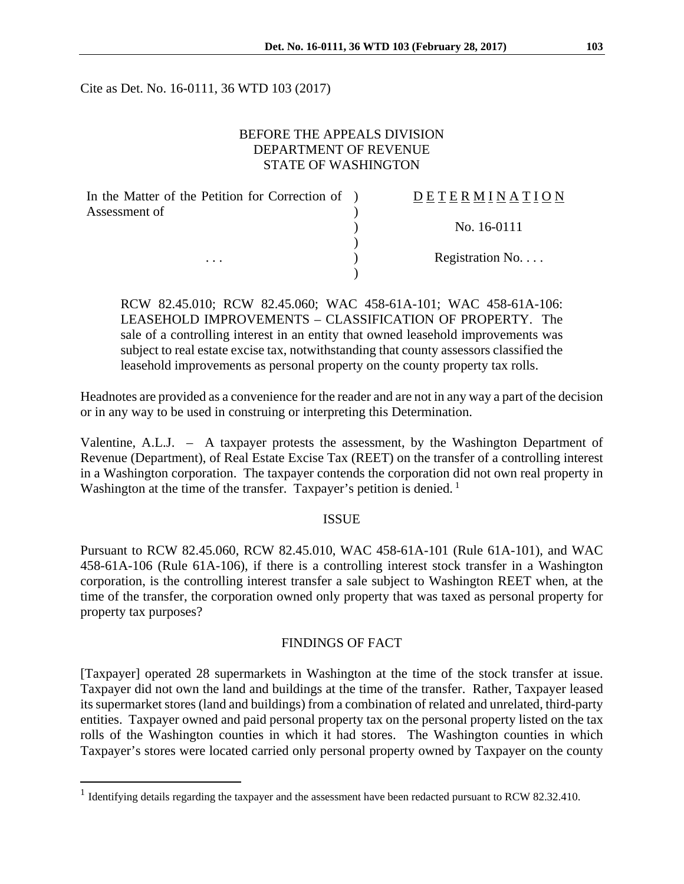Cite as Det. No. 16-0111, 36 WTD 103 (2017)

BEFORE THE APPEALS DIVISION
DEPARTMENT OF REVENUE
STATE OF WASHINGTON

| | | |
|---|---|---|
| In the Matter of the Petition for Correction of Assessment of | ) | D E T E R M I N A T I O N |
| | ) | No. 16-0111 |
| . . . | ) | Registration No. . . . |

RCW 82.45.010; RCW 82.45.060; WAC 458-61A-101; WAC 458-61A-106: LEASEHOLD IMPROVEMENTS – CLASSIFICATION OF PROPERTY. The sale of a controlling interest in an entity that owned leasehold improvements was subject to real estate excise tax, notwithstanding that county assessors classified the leasehold improvements as personal property on the county property tax rolls.

Headnotes are provided as a convenience for the reader and are not in any way a part of the decision or in any way to be used in construing or interpreting this Determination.

Valentine, A.L.J. – A taxpayer protests the assessment, by the Washington Department of Revenue (Department), of Real Estate Excise Tax (REET) on the transfer of a controlling interest in a Washington corporation. The taxpayer contends the corporation did not own real property in Washington at the time of the transfer. Taxpayer's petition is denied.[1]

## ISSUE

Pursuant to RCW 82.45.060, RCW 82.45.010, WAC 458-61A-101 (Rule 61A-101), and WAC 458-61A-106 (Rule 61A-106), if there is a controlling interest stock transfer in a Washington corporation, is the controlling interest transfer a sale subject to Washington REET when, at the time of the transfer, the corporation owned only property that was taxed as personal property for property tax purposes?

## FINDINGS OF FACT

[Taxpayer] operated 28 supermarkets in Washington at the time of the stock transfer at issue. Taxpayer did not own the land and buildings at the time of the transfer. Rather, Taxpayer leased its supermarket stores (land and buildings) from a combination of related and unrelated, third-party entities. Taxpayer owned and paid personal property tax on the personal property listed on the tax rolls of the Washington counties in which it had stores. The Washington counties in which Taxpayer's stores were located carried only personal property owned by Taxpayer on the county

[1] Identifying details regarding the taxpayer and the assessment have been redacted pursuant to RCW 82.32.410.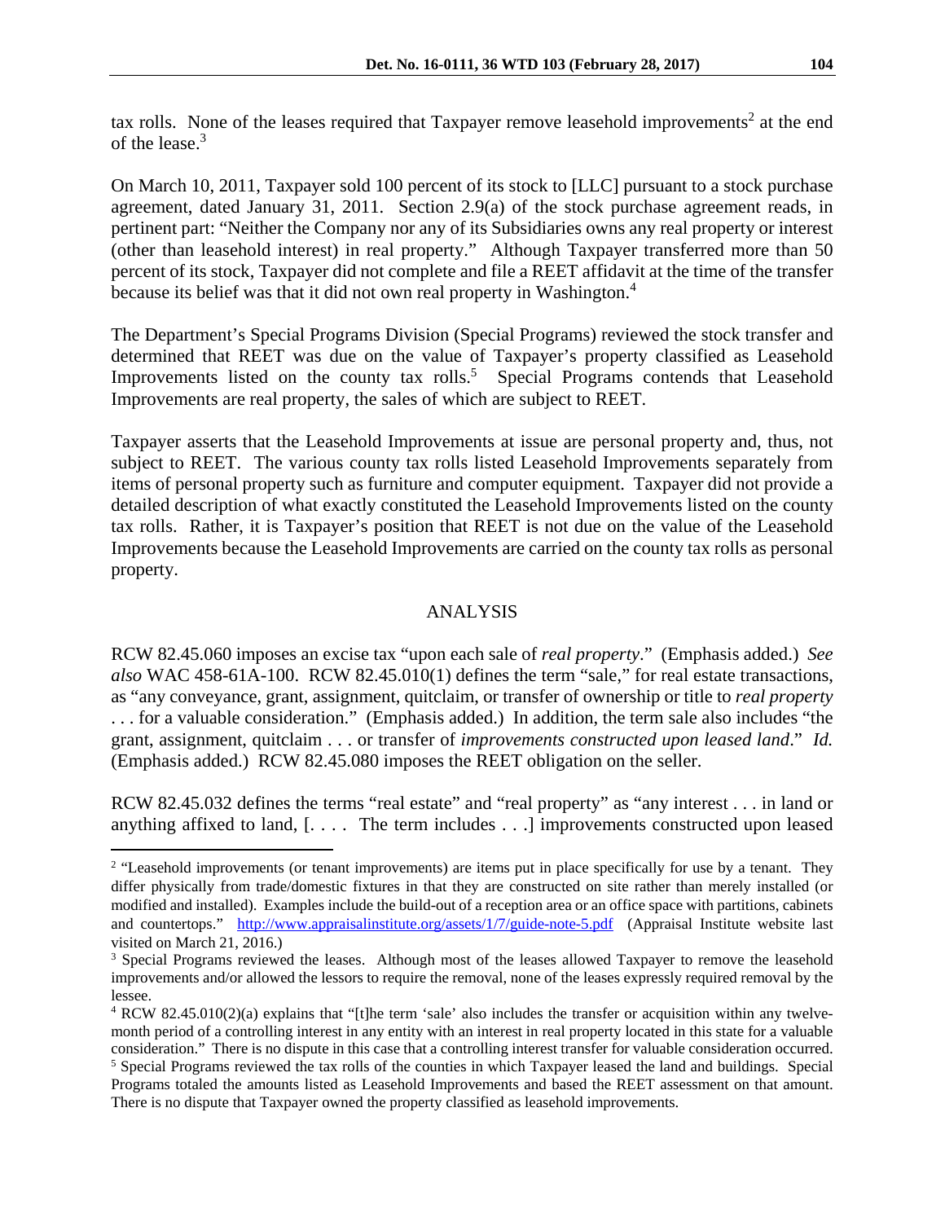tax rolls. None of the leases required that Taxpayer remove leasehold improvements[2] at the end of the lease.[3]

On March 10, 2011, Taxpayer sold 100 percent of its stock to [LLC] pursuant to a stock purchase agreement, dated January 31, 2011. Section 2.9(a) of the stock purchase agreement reads, in pertinent part: "Neither the Company nor any of its Subsidiaries owns any real property or interest (other than leasehold interest) in real property." Although Taxpayer transferred more than 50 percent of its stock, Taxpayer did not complete and file a REET affidavit at the time of the transfer because its belief was that it did not own real property in Washington.[4]

The Department's Special Programs Division (Special Programs) reviewed the stock transfer and determined that REET was due on the value of Taxpayer's property classified as Leasehold Improvements listed on the county tax rolls.[5] Special Programs contends that Leasehold Improvements are real property, the sales of which are subject to REET.

Taxpayer asserts that the Leasehold Improvements at issue are personal property and, thus, not subject to REET. The various county tax rolls listed Leasehold Improvements separately from items of personal property such as furniture and computer equipment. Taxpayer did not provide a detailed description of what exactly constituted the Leasehold Improvements listed on the county tax rolls. Rather, it is Taxpayer's position that REET is not due on the value of the Leasehold Improvements because the Leasehold Improvements are carried on the county tax rolls as personal property.

## ANALYSIS

RCW 82.45.060 imposes an excise tax "upon each sale of *real property*." (Emphasis added.) *See also* WAC 458-61A-100. RCW 82.45.010(1) defines the term "sale," for real estate transactions, as "any conveyance, grant, assignment, quitclaim, or transfer of ownership or title to *real property* . . . for a valuable consideration." (Emphasis added.) In addition, the term sale also includes "the grant, assignment, quitclaim . . . or transfer of *improvements constructed upon leased land*." *Id.* (Emphasis added.) RCW 82.45.080 imposes the REET obligation on the seller.

RCW 82.45.032 defines the terms "real estate" and "real property" as "any interest . . . in land or anything affixed to land, [. . . . The term includes . . .] improvements constructed upon leased

---

[2] "Leasehold improvements (or tenant improvements) are items put in place specifically for use by a tenant. They differ physically from trade/domestic fixtures in that they are constructed on site rather than merely installed (or modified and installed). Examples include the build-out of a reception area or an office space with partitions, cabinets and countertops." http://www.appraisalinstitute.org/assets/1/7/guide-note-5.pdf (Appraisal Institute website last visited on March 21, 2016.)

[3] Special Programs reviewed the leases. Although most of the leases allowed Taxpayer to remove the leasehold improvements and/or allowed the lessors to require the removal, none of the leases expressly required removal by the lessee.

[4] RCW 82.45.010(2)(a) explains that "[t]he term 'sale' also includes the transfer or acquisition within any twelve-month period of a controlling interest in any entity with an interest in real property located in this state for a valuable consideration." There is no dispute in this case that a controlling interest transfer for valuable consideration occurred.

[5] Special Programs reviewed the tax rolls of the counties in which Taxpayer leased the land and buildings. Special Programs totaled the amounts listed as Leasehold Improvements and based the REET assessment on that amount. There is no dispute that Taxpayer owned the property classified as leasehold improvements.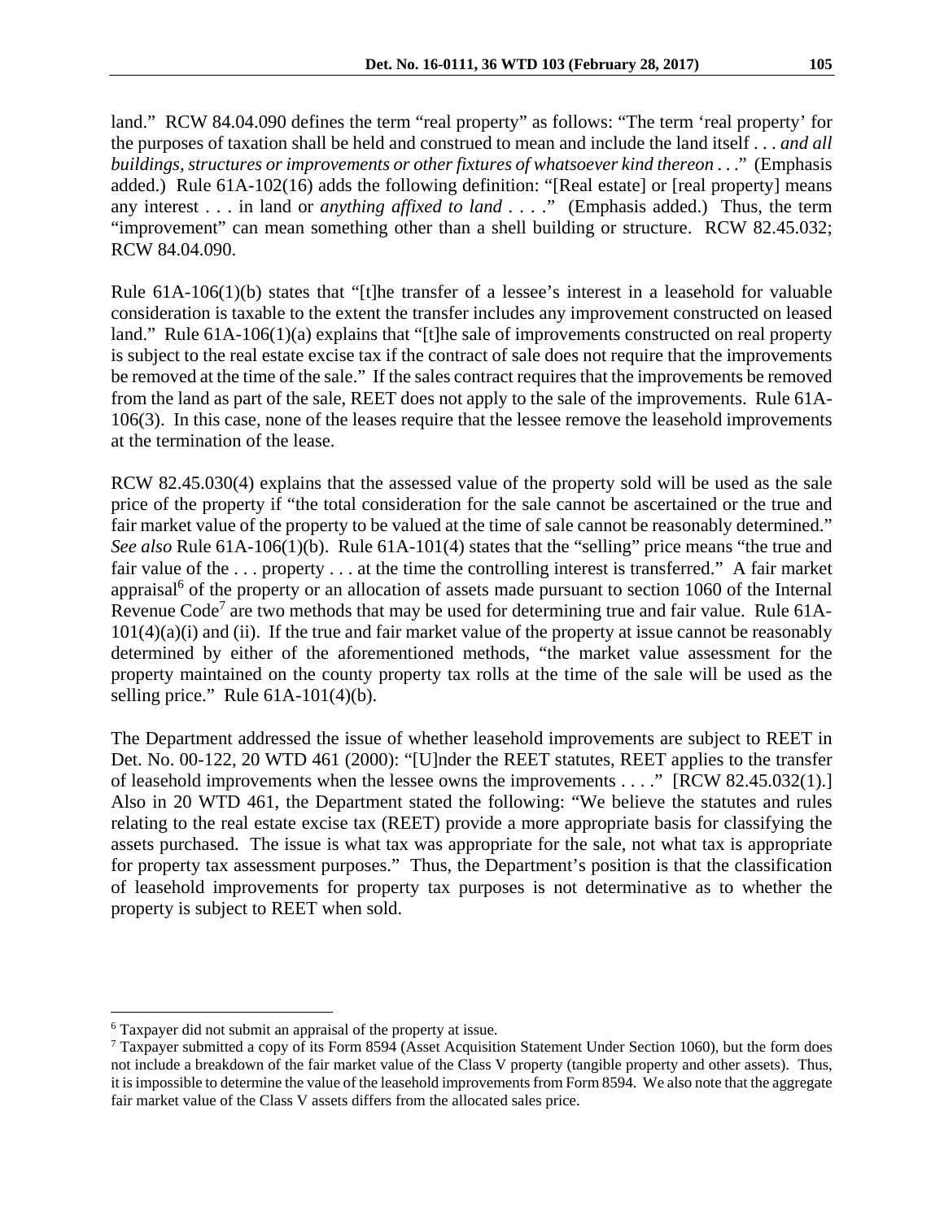land." RCW 84.04.090 defines the term "real property" as follows: "The term 'real property' for the purposes of taxation shall be held and construed to mean and include the land itself . . . *and all buildings, structures or improvements or other fixtures of whatsoever kind thereon* . . ." (Emphasis added.) Rule 61A-102(16) adds the following definition: "[Real estate] or [real property] means any interest . . . in land or *anything affixed to land* . . . ." (Emphasis added.) Thus, the term "improvement" can mean something other than a shell building or structure. RCW 82.45.032; RCW 84.04.090.

Rule 61A-106(1)(b) states that "[t]he transfer of a lessee's interest in a leasehold for valuable consideration is taxable to the extent the transfer includes any improvement constructed on leased land." Rule 61A-106(1)(a) explains that "[t]he sale of improvements constructed on real property is subject to the real estate excise tax if the contract of sale does not require that the improvements be removed at the time of the sale." If the sales contract requires that the improvements be removed from the land as part of the sale, REET does not apply to the sale of the improvements. Rule 61A-106(3). In this case, none of the leases require that the lessee remove the leasehold improvements at the termination of the lease.

RCW 82.45.030(4) explains that the assessed value of the property sold will be used as the sale price of the property if "the total consideration for the sale cannot be ascertained or the true and fair market value of the property to be valued at the time of sale cannot be reasonably determined." *See also* Rule 61A-106(1)(b). Rule 61A-101(4) states that the "selling" price means "the true and fair value of the . . . property . . . at the time the controlling interest is transferred." A fair market appraisal[6] of the property or an allocation of assets made pursuant to section 1060 of the Internal Revenue Code[7] are two methods that may be used for determining true and fair value. Rule 61A-101(4)(a)(i) and (ii). If the true and fair market value of the property at issue cannot be reasonably determined by either of the aforementioned methods, "the market value assessment for the property maintained on the county property tax rolls at the time of the sale will be used as the selling price." Rule 61A-101(4)(b).

The Department addressed the issue of whether leasehold improvements are subject to REET in Det. No. 00-122, 20 WTD 461 (2000): "[U]nder the REET statutes, REET applies to the transfer of leasehold improvements when the lessee owns the improvements . . . ." [RCW 82.45.032(1).] Also in 20 WTD 461, the Department stated the following: "We believe the statutes and rules relating to the real estate excise tax (REET) provide a more appropriate basis for classifying the assets purchased. The issue is what tax was appropriate for the sale, not what tax is appropriate for property tax assessment purposes." Thus, the Department's position is that the classification of leasehold improvements for property tax purposes is not determinative as to whether the property is subject to REET when sold.

---

[6] Taxpayer did not submit an appraisal of the property at issue.

[7] Taxpayer submitted a copy of its Form 8594 (Asset Acquisition Statement Under Section 1060), but the form does not include a breakdown of the fair market value of the Class V property (tangible property and other assets). Thus, it is impossible to determine the value of the leasehold improvements from Form 8594. We also note that the aggregate fair market value of the Class V assets differs from the allocated sales price.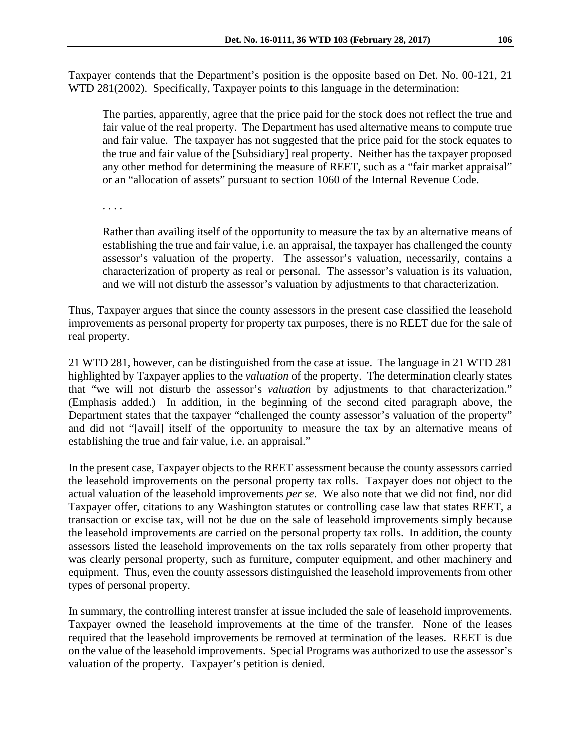Taxpayer contends that the Department's position is the opposite based on Det. No. 00-121, 21 WTD 281(2002). Specifically, Taxpayer points to this language in the determination:

> The parties, apparently, agree that the price paid for the stock does not reflect the true and fair value of the real property. The Department has used alternative means to compute true and fair value. The taxpayer has not suggested that the price paid for the stock equates to the true and fair value of the [Subsidiary] real property. Neither has the taxpayer proposed any other method for determining the measure of REET, such as a "fair market appraisal" or an "allocation of assets" pursuant to section 1060 of the Internal Revenue Code.
>
> . . . .
>
> Rather than availing itself of the opportunity to measure the tax by an alternative means of establishing the true and fair value, i.e. an appraisal, the taxpayer has challenged the county assessor's valuation of the property. The assessor's valuation, necessarily, contains a characterization of property as real or personal. The assessor's valuation is its valuation, and we will not disturb the assessor's valuation by adjustments to that characterization.

Thus, Taxpayer argues that since the county assessors in the present case classified the leasehold improvements as personal property for property tax purposes, there is no REET due for the sale of real property.

21 WTD 281, however, can be distinguished from the case at issue. The language in 21 WTD 281 highlighted by Taxpayer applies to the *valuation* of the property. The determination clearly states that "we will not disturb the assessor's *valuation* by adjustments to that characterization." (Emphasis added.) In addition, in the beginning of the second cited paragraph above, the Department states that the taxpayer "challenged the county assessor's valuation of the property" and did not "[avail] itself of the opportunity to measure the tax by an alternative means of establishing the true and fair value, i.e. an appraisal."

In the present case, Taxpayer objects to the REET assessment because the county assessors carried the leasehold improvements on the personal property tax rolls. Taxpayer does not object to the actual valuation of the leasehold improvements *per se*. We also note that we did not find, nor did Taxpayer offer, citations to any Washington statutes or controlling case law that states REET, a transaction or excise tax, will not be due on the sale of leasehold improvements simply because the leasehold improvements are carried on the personal property tax rolls. In addition, the county assessors listed the leasehold improvements on the tax rolls separately from other property that was clearly personal property, such as furniture, computer equipment, and other machinery and equipment. Thus, even the county assessors distinguished the leasehold improvements from other types of personal property.

In summary, the controlling interest transfer at issue included the sale of leasehold improvements. Taxpayer owned the leasehold improvements at the time of the transfer. None of the leases required that the leasehold improvements be removed at termination of the leases. REET is due on the value of the leasehold improvements. Special Programs was authorized to use the assessor's valuation of the property. Taxpayer's petition is denied.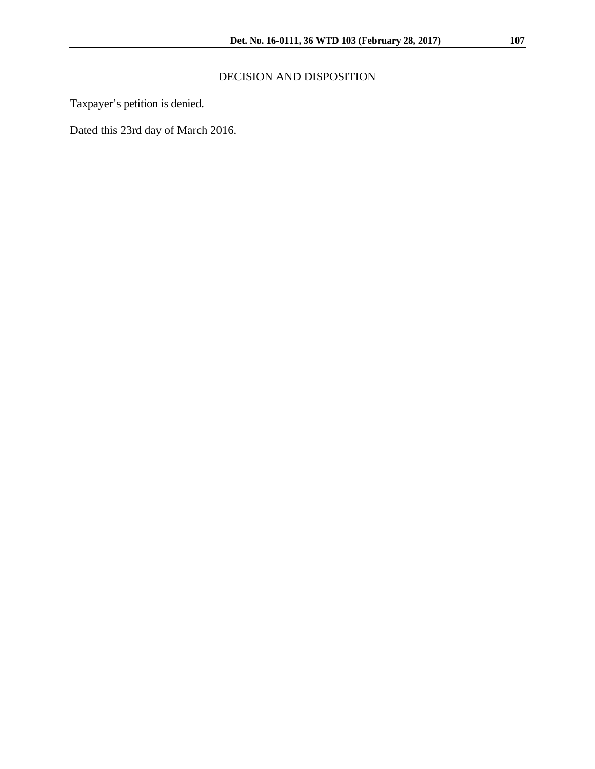## DECISION AND DISPOSITION

Taxpayer's petition is denied.

Dated this 23rd day of March 2016.